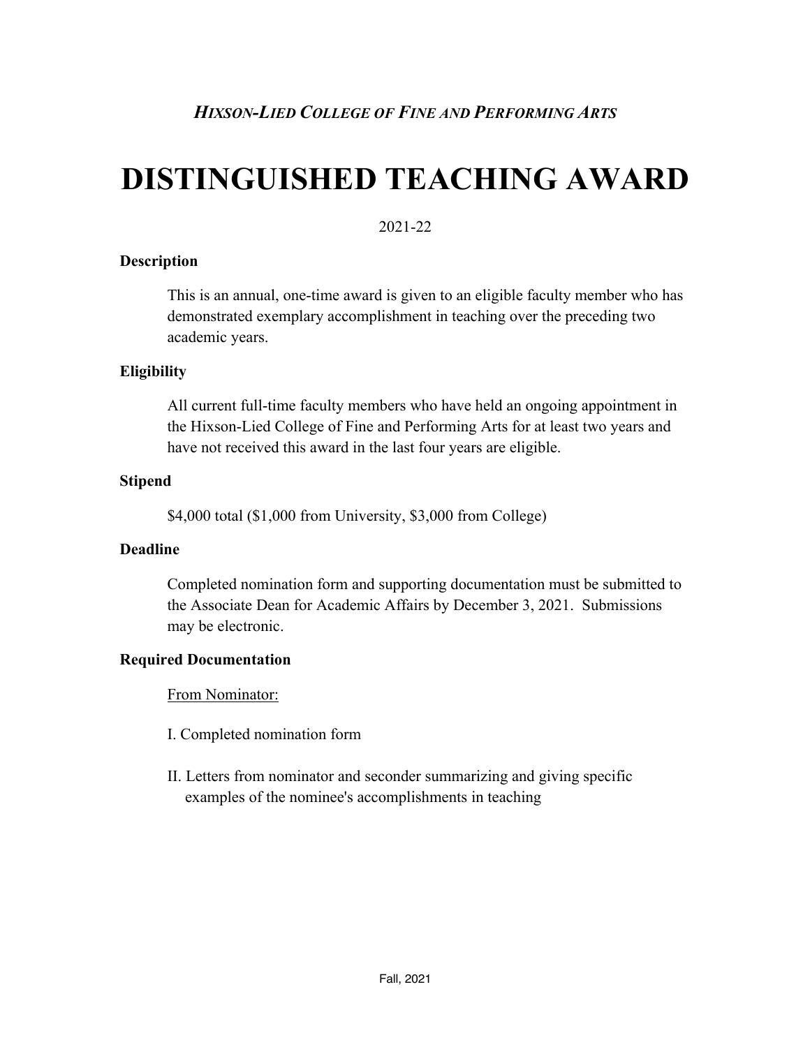*HIXSON-LIED COLLEGE OF FINE AND PERFORMING ARTS*

# DISTINGUISHED TEACHING AWARD

2021-22

**Description**

This is an annual, one-time award is given to an eligible faculty member who has demonstrated exemplary accomplishment in teaching over the preceding two academic years.

**Eligibility**

All current full-time faculty members who have held an ongoing appointment in the Hixson-Lied College of Fine and Performing Arts for at least two years and have not received this award in the last four years are eligible.

**Stipend**

$4,000 total ($1,000 from University, $3,000 from College)

**Deadline**

Completed nomination form and supporting documentation must be submitted to the Associate Dean for Academic Affairs by December 3, 2021. Submissions may be electronic.

**Required Documentation**

<u>From Nominator:</u>

I. Completed nomination form

II. Letters from nominator and seconder summarizing and giving specific examples of the nominee's accomplishments in teaching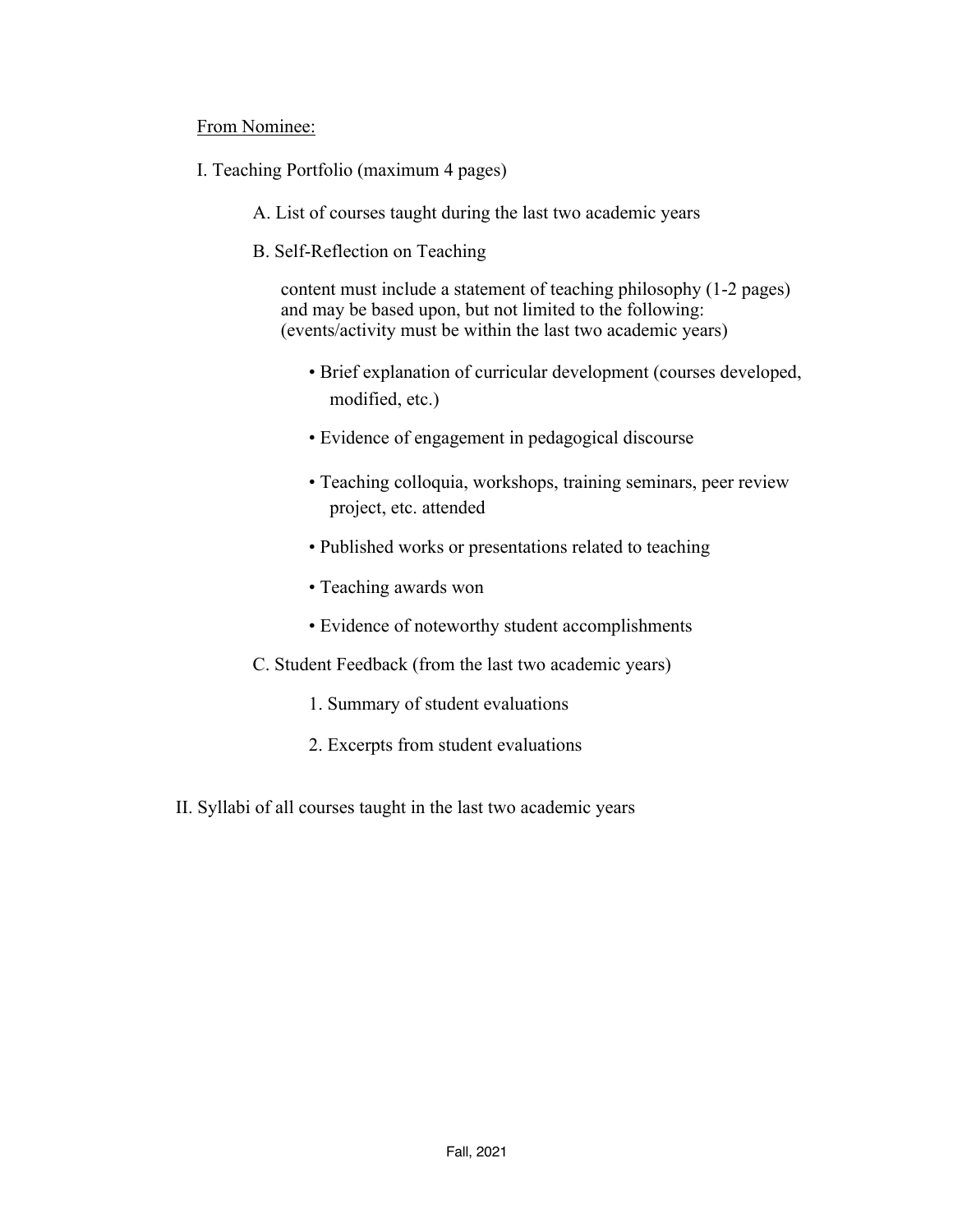<u>From Nominee:</u>

I. Teaching Portfolio (maximum 4 pages)

A. List of courses taught during the last two academic years

B. Self-Reflection on Teaching

content must include a statement of teaching philosophy (1-2 pages) and may be based upon, but not limited to the following: (events/activity must be within the last two academic years)

- Brief explanation of curricular development (courses developed, modified, etc.)
- Evidence of engagement in pedagogical discourse
- Teaching colloquia, workshops, training seminars, peer review project, etc. attended
- Published works or presentations related to teaching
- Teaching awards won
- Evidence of noteworthy student accomplishments

C. Student Feedback (from the last two academic years)

1. Summary of student evaluations
2. Excerpts from student evaluations

II. Syllabi of all courses taught in the last two academic years

Fall, 2021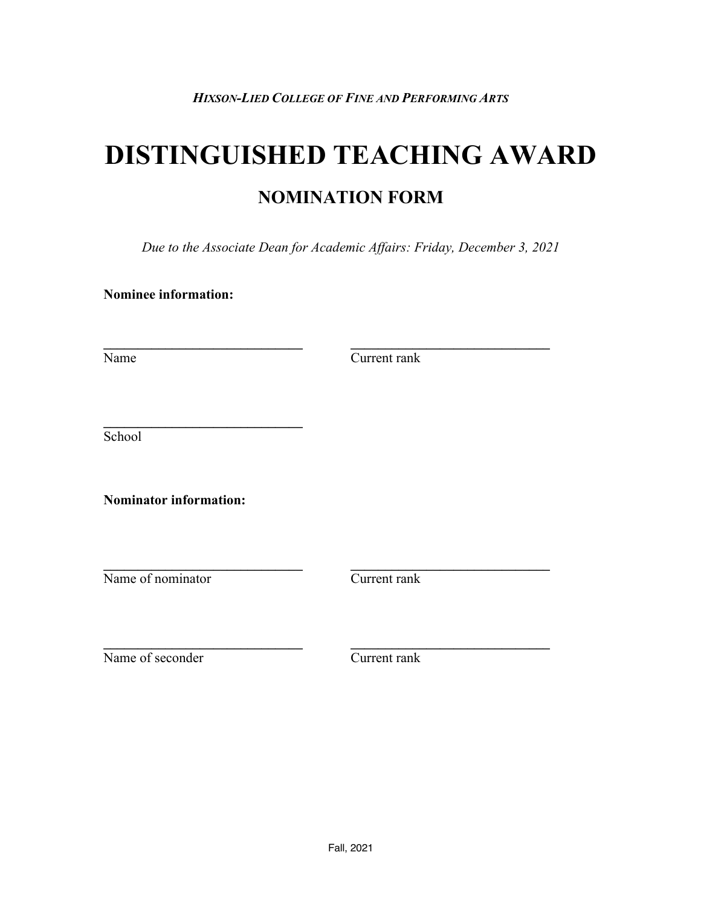*HIXSON-LIED COLLEGE OF FINE AND PERFORMING ARTS*

# DISTINGUISHED TEACHING AWARD

## NOMINATION FORM

*Due to the Associate Dean for Academic Affairs: Friday, December 3, 2021*

**Nominee information:**

\_\_\_\_\_\_\_\_\_\_\_\_\_\_\_\_\_\_\_\_\_\_\_\_\_\_\_\_\_\_ \_\_\_\_\_\_\_\_\_\_\_\_\_\_\_\_\_\_\_\_\_\_\_\_\_\_\_\_\_\_

Name Current rank

\_\_\_\_\_\_\_\_\_\_\_\_\_\_\_\_\_\_\_\_\_\_\_\_\_\_\_\_\_\_

School

**Nominator information:**

\_\_\_\_\_\_\_\_\_\_\_\_\_\_\_\_\_\_\_\_\_\_\_\_\_\_\_\_\_\_ \_\_\_\_\_\_\_\_\_\_\_\_\_\_\_\_\_\_\_\_\_\_\_\_\_\_\_\_\_\_

Name of nominator Current rank

\_\_\_\_\_\_\_\_\_\_\_\_\_\_\_\_\_\_\_\_\_\_\_\_\_\_\_\_\_\_ \_\_\_\_\_\_\_\_\_\_\_\_\_\_\_\_\_\_\_\_\_\_\_\_\_\_\_\_\_\_

Name of seconder Current rank

Fall, 2021